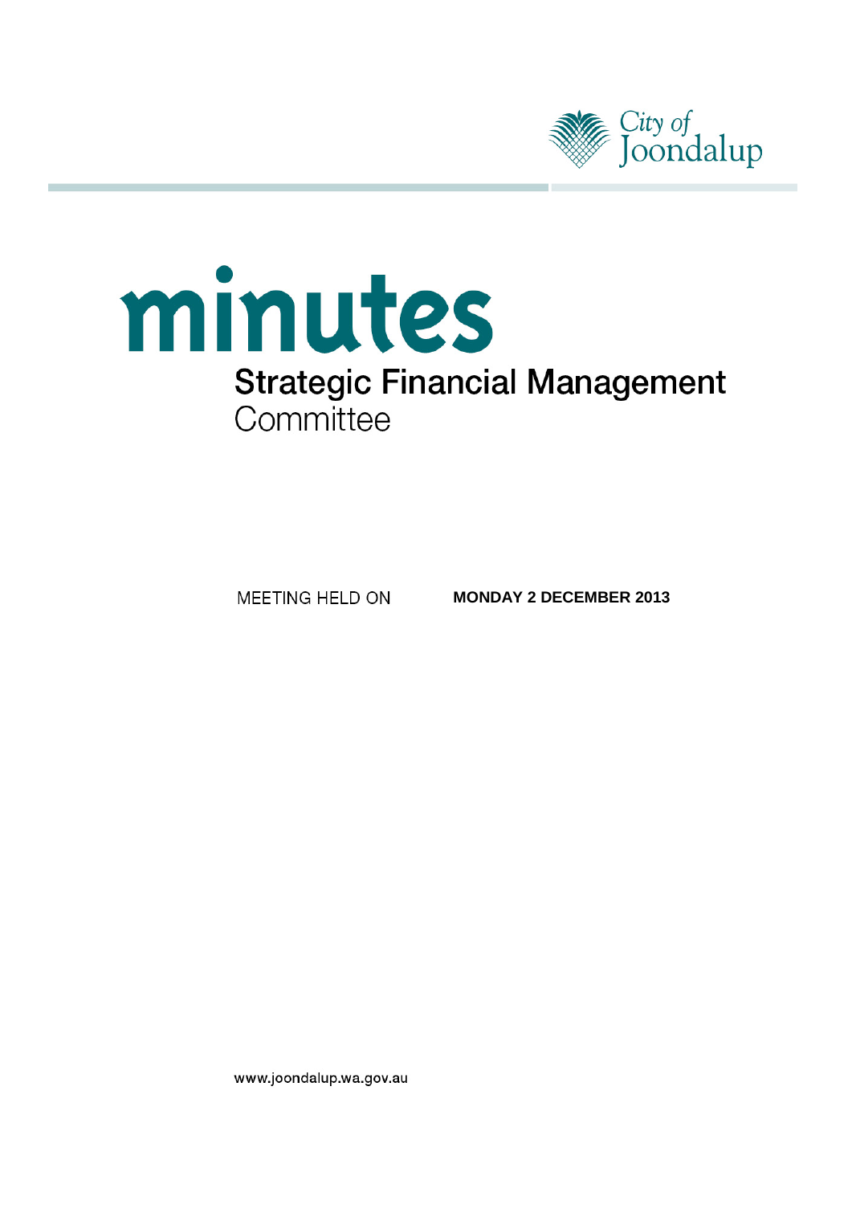City of Joondalup

# minutes

## Strategic Financial Management Committee

MEETING HELD ON **MONDAY 2 DECEMBER 2013**

www.joondalup.wa.gov.au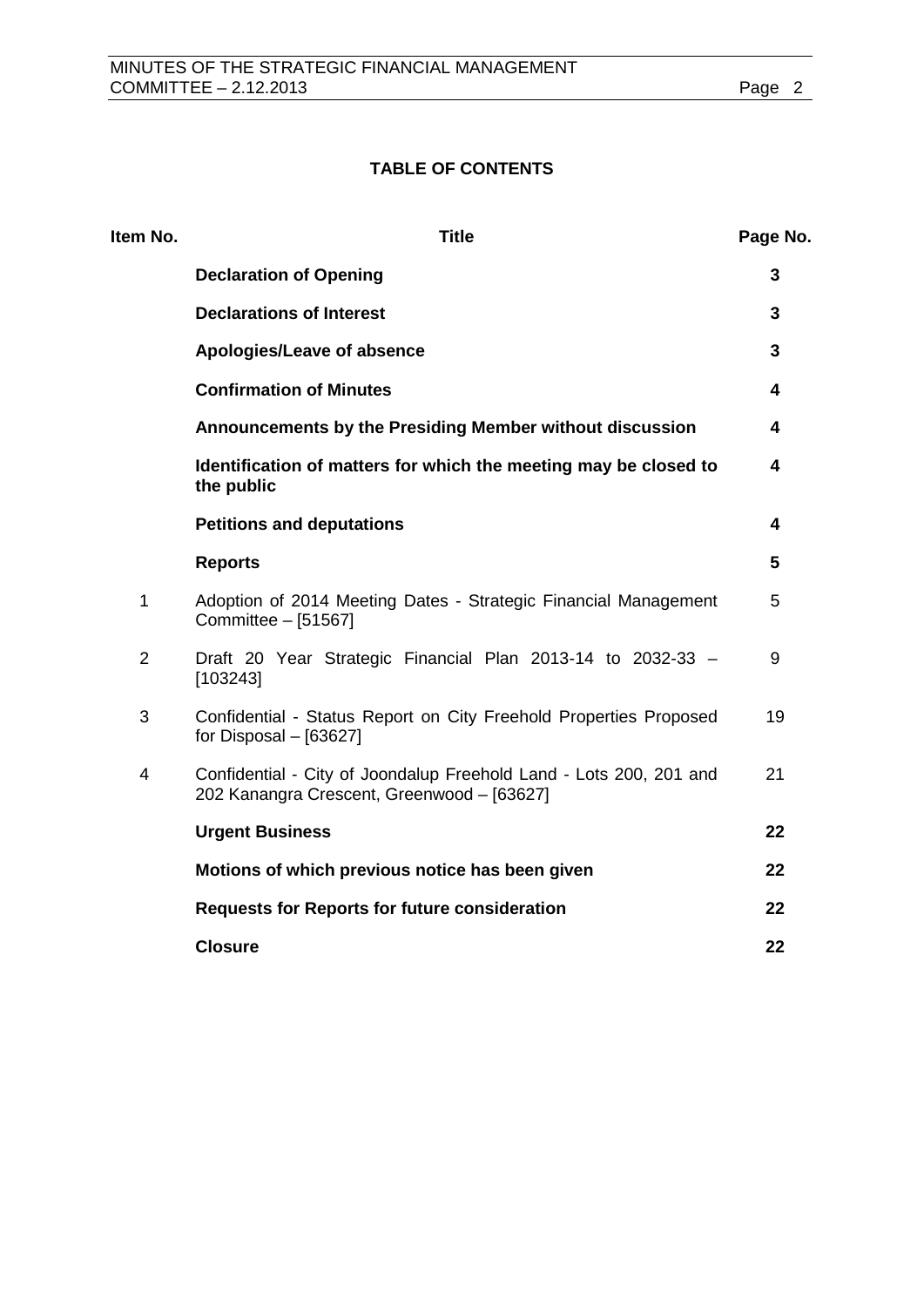## TABLE OF CONTENTS

| Item No. | Title | Page No. |
|---|---|---|
| | **Declaration of Opening** | **3** |
| | **Declarations of Interest** | **3** |
| | **Apologies/Leave of absence** | **3** |
| | **Confirmation of Minutes** | **4** |
| | **Announcements by the Presiding Member without discussion** | **4** |
| | **Identification of matters for which the meeting may be closed to the public** | **4** |
| | **Petitions and deputations** | **4** |
| | **Reports** | **5** |
| 1 | Adoption of 2014 Meeting Dates - Strategic Financial Management Committee – [51567] | 5 |
| 2 | Draft 20 Year Strategic Financial Plan 2013-14 to 2032-33 – [103243] | 9 |
| 3 | Confidential - Status Report on City Freehold Properties Proposed for Disposal – [63627] | 19 |
| 4 | Confidential - City of Joondalup Freehold Land - Lots 200, 201 and 202 Kanangra Crescent, Greenwood – [63627] | 21 |
| | **Urgent Business** | **22** |
| | **Motions of which previous notice has been given** | **22** |
| | **Requests for Reports for future consideration** | **22** |
| | **Closure** | **22** |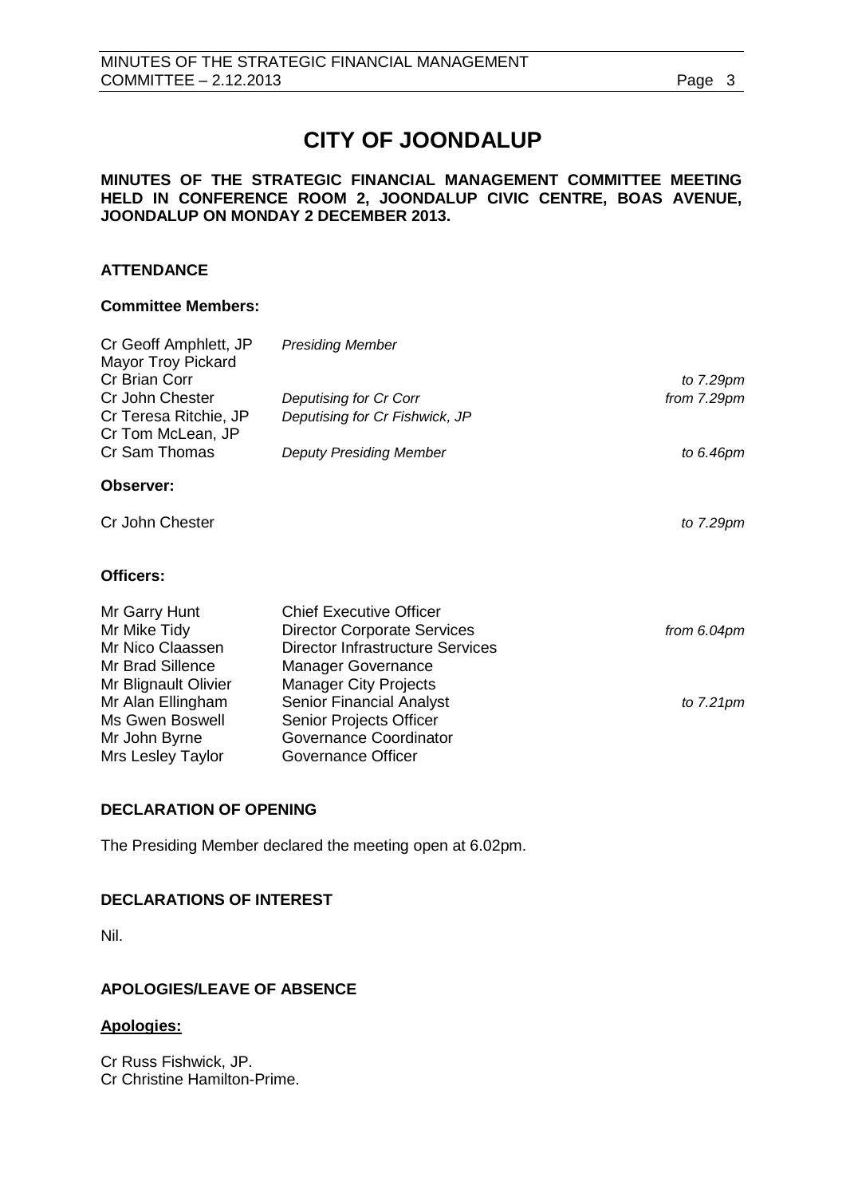# CITY OF JOONDALUP

**MINUTES OF THE STRATEGIC FINANCIAL MANAGEMENT COMMITTEE MEETING HELD IN CONFERENCE ROOM 2, JOONDALUP CIVIC CENTRE, BOAS AVENUE, JOONDALUP ON MONDAY 2 DECEMBER 2013.**

## ATTENDANCE

### Committee Members:

| | | |
|---|---|---|
| Cr Geoff Amphlett, JP | *Presiding Member* | |
| Mayor Troy Pickard | | |
| Cr Brian Corr | | *to 7.29pm* |
| Cr John Chester | *Deputising for Cr Corr* | *from 7.29pm* |
| Cr Teresa Ritchie, JP | *Deputising for Cr Fishwick, JP* | |
| Cr Tom McLean, JP | | |
| Cr Sam Thomas | *Deputy Presiding Member* | *to 6.46pm* |

### Observer:

| | |
|---|---|
| Cr John Chester | *to 7.29pm* |

### Officers:

| | | |
|---|---|---|
| Mr Garry Hunt | Chief Executive Officer | |
| Mr Mike Tidy | Director Corporate Services | *from 6.04pm* |
| Mr Nico Claassen | Director Infrastructure Services | |
| Mr Brad Sillence | Manager Governance | |
| Mr Blignault Olivier | Manager City Projects | |
| Mr Alan Ellingham | Senior Financial Analyst | *to 7.21pm* |
| Ms Gwen Boswell | Senior Projects Officer | |
| Mr John Byrne | Governance Coordinator | |
| Mrs Lesley Taylor | Governance Officer | |

## DECLARATION OF OPENING

The Presiding Member declared the meeting open at 6.02pm.

## DECLARATIONS OF INTEREST

Nil.

## APOLOGIES/LEAVE OF ABSENCE

### Apologies:

Cr Russ Fishwick, JP.
Cr Christine Hamilton-Prime.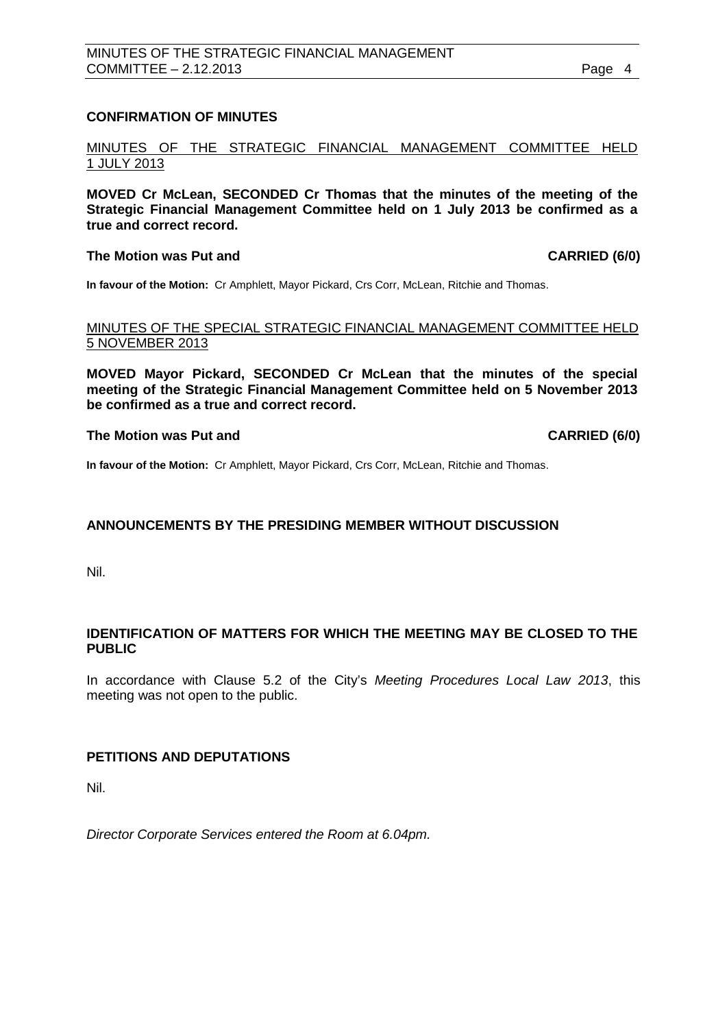## CONFIRMATION OF MINUTES

MINUTES OF THE STRATEGIC FINANCIAL MANAGEMENT COMMITTEE HELD 1 JULY 2013

**MOVED Cr McLean, SECONDED Cr Thomas that the minutes of the meeting of the Strategic Financial Management Committee held on 1 July 2013 be confirmed as a true and correct record.**

**The Motion was Put and CARRIED (6/0)**

**In favour of the Motion:** Cr Amphlett, Mayor Pickard, Crs Corr, McLean, Ritchie and Thomas.

MINUTES OF THE SPECIAL STRATEGIC FINANCIAL MANAGEMENT COMMITTEE HELD 5 NOVEMBER 2013

**MOVED Mayor Pickard, SECONDED Cr McLean that the minutes of the special meeting of the Strategic Financial Management Committee held on 5 November 2013 be confirmed as a true and correct record.**

**The Motion was Put and CARRIED (6/0)**

**In favour of the Motion:** Cr Amphlett, Mayor Pickard, Crs Corr, McLean, Ritchie and Thomas.

## ANNOUNCEMENTS BY THE PRESIDING MEMBER WITHOUT DISCUSSION

Nil.

## IDENTIFICATION OF MATTERS FOR WHICH THE MEETING MAY BE CLOSED TO THE PUBLIC

In accordance with Clause 5.2 of the City's *Meeting Procedures Local Law 2013*, this meeting was not open to the public.

## PETITIONS AND DEPUTATIONS

Nil.

*Director Corporate Services entered the Room at 6.04pm.*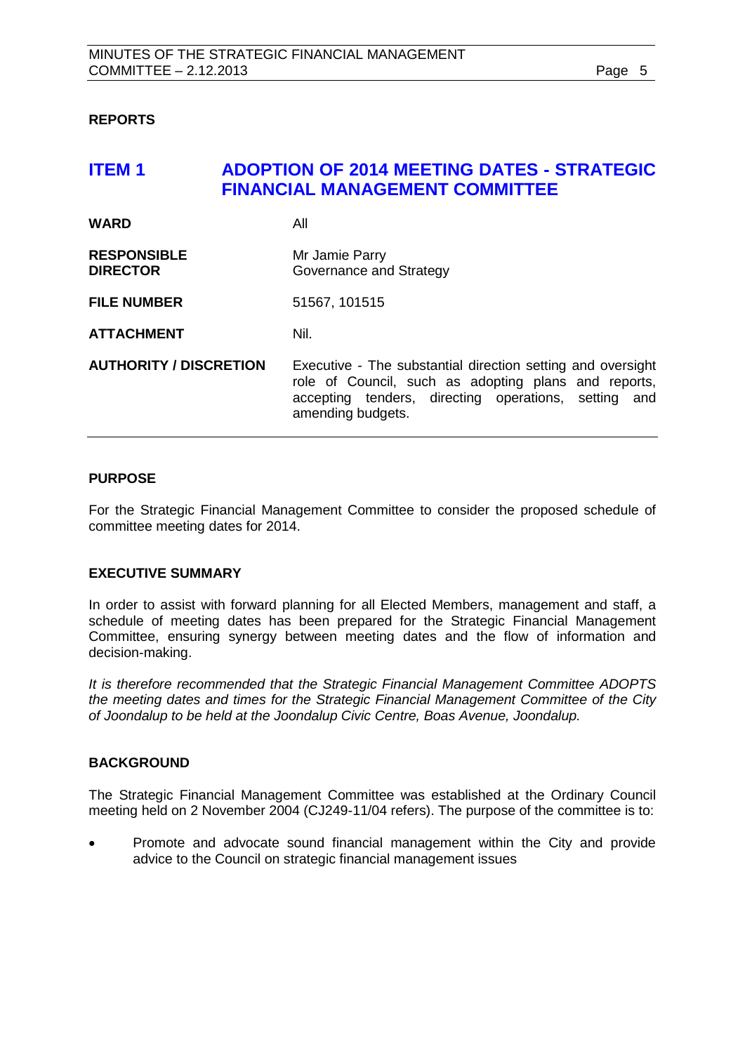**REPORTS**

# ITEM 1 ADOPTION OF 2014 MEETING DATES - STRATEGIC FINANCIAL MANAGEMENT COMMITTEE

| | |
|---|---|
| **WARD** | All |
| **RESPONSIBLE DIRECTOR** | Mr Jamie Parry<br>Governance and Strategy |
| **FILE NUMBER** | 51567, 101515 |
| **ATTACHMENT** | Nil. |
| **AUTHORITY / DISCRETION** | Executive - The substantial direction setting and oversight role of Council, such as adopting plans and reports, accepting tenders, directing operations, setting and amending budgets. |

## PURPOSE

For the Strategic Financial Management Committee to consider the proposed schedule of committee meeting dates for 2014.

## EXECUTIVE SUMMARY

In order to assist with forward planning for all Elected Members, management and staff, a schedule of meeting dates has been prepared for the Strategic Financial Management Committee, ensuring synergy between meeting dates and the flow of information and decision-making.

*It is therefore recommended that the Strategic Financial Management Committee ADOPTS the meeting dates and times for the Strategic Financial Management Committee of the City of Joondalup to be held at the Joondalup Civic Centre, Boas Avenue, Joondalup.*

## BACKGROUND

The Strategic Financial Management Committee was established at the Ordinary Council meeting held on 2 November 2004 (CJ249-11/04 refers). The purpose of the committee is to:

- Promote and advocate sound financial management within the City and provide advice to the Council on strategic financial management issues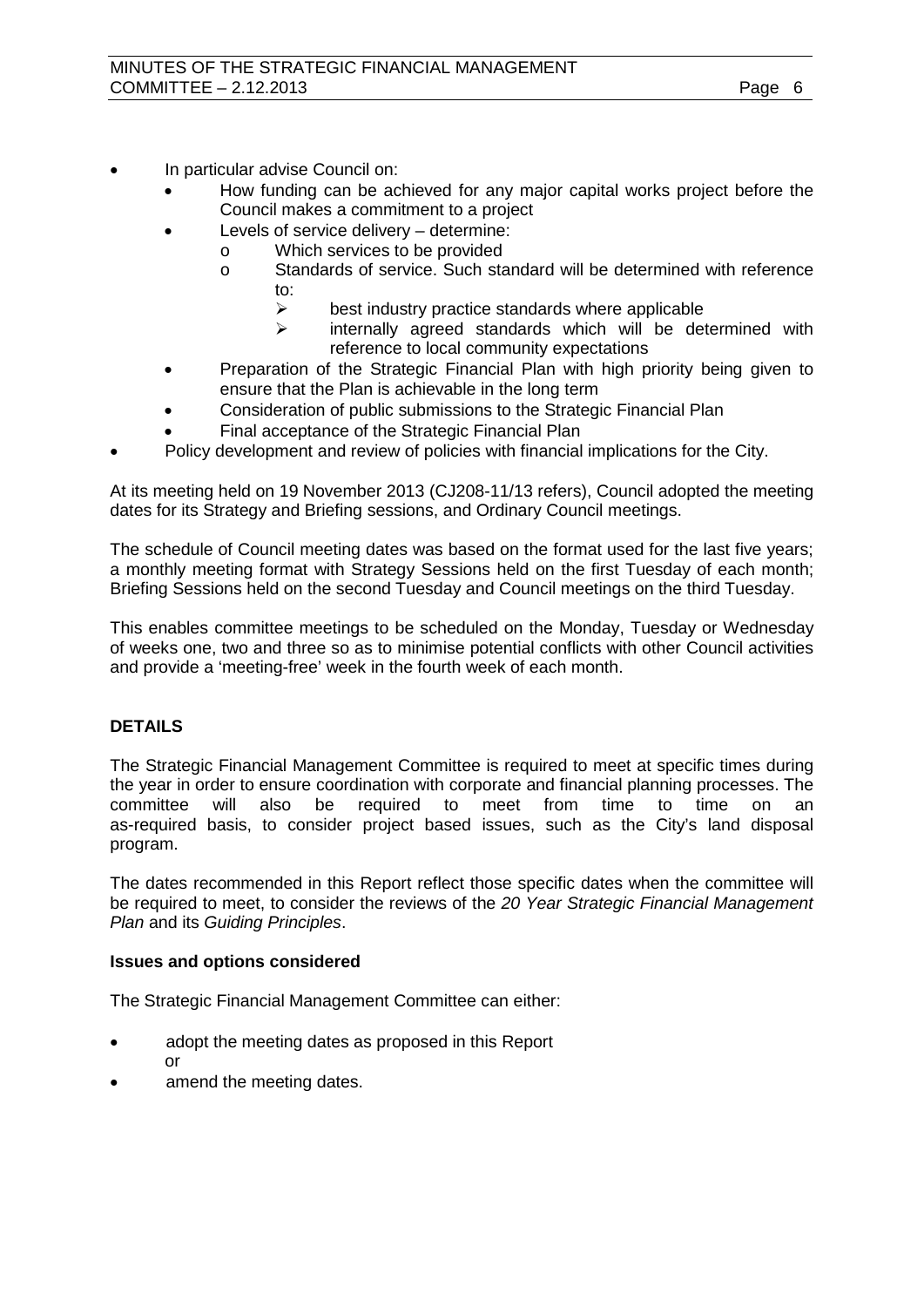- In particular advise Council on:
  - How funding can be achieved for any major capital works project before the Council makes a commitment to a project
  - Levels of service delivery – determine:
    - Which services to be provided
    - Standards of service. Such standard will be determined with reference to:
      - best industry practice standards where applicable
      - internally agreed standards which will be determined with reference to local community expectations
  - Preparation of the Strategic Financial Plan with high priority being given to ensure that the Plan is achievable in the long term
  - Consideration of public submissions to the Strategic Financial Plan
  - Final acceptance of the Strategic Financial Plan
- Policy development and review of policies with financial implications for the City.

At its meeting held on 19 November 2013 (CJ208-11/13 refers), Council adopted the meeting dates for its Strategy and Briefing sessions, and Ordinary Council meetings.

The schedule of Council meeting dates was based on the format used for the last five years; a monthly meeting format with Strategy Sessions held on the first Tuesday of each month; Briefing Sessions held on the second Tuesday and Council meetings on the third Tuesday.

This enables committee meetings to be scheduled on the Monday, Tuesday or Wednesday of weeks one, two and three so as to minimise potential conflicts with other Council activities and provide a 'meeting-free' week in the fourth week of each month.

## DETAILS

The Strategic Financial Management Committee is required to meet at specific times during the year in order to ensure coordination with corporate and financial planning processes. The committee will also be required to meet from time to time on an as-required basis, to consider project based issues, such as the City's land disposal program.

The dates recommended in this Report reflect those specific dates when the committee will be required to meet, to consider the reviews of the *20 Year Strategic Financial Management Plan* and its *Guiding Principles*.

### Issues and options considered

The Strategic Financial Management Committee can either:

- adopt the meeting dates as proposed in this Report
  or
- amend the meeting dates.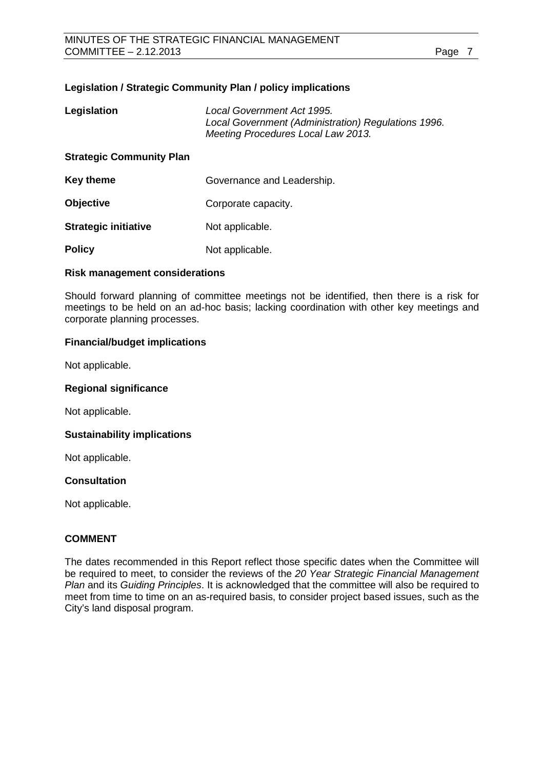**Legislation / Strategic Community Plan / policy implications**

| | |
|---|---|
| **Legislation** | *Local Government Act 1995.*<br>*Local Government (Administration) Regulations 1996.*<br>*Meeting Procedures Local Law 2013.* |

**Strategic Community Plan**

| | |
|---|---|
| **Key theme** | Governance and Leadership. |
| **Objective** | Corporate capacity. |
| **Strategic initiative** | Not applicable. |
| **Policy** | Not applicable. |

**Risk management considerations**

Should forward planning of committee meetings not be identified, then there is a risk for meetings to be held on an ad-hoc basis; lacking coordination with other key meetings and corporate planning processes.

**Financial/budget implications**

Not applicable.

**Regional significance**

Not applicable.

**Sustainability implications**

Not applicable.

**Consultation**

Not applicable.

**COMMENT**

The dates recommended in this Report reflect those specific dates when the Committee will be required to meet, to consider the reviews of the *20 Year Strategic Financial Management Plan* and its *Guiding Principles*. It is acknowledged that the committee will also be required to meet from time to time on an as-required basis, to consider project based issues, such as the City's land disposal program.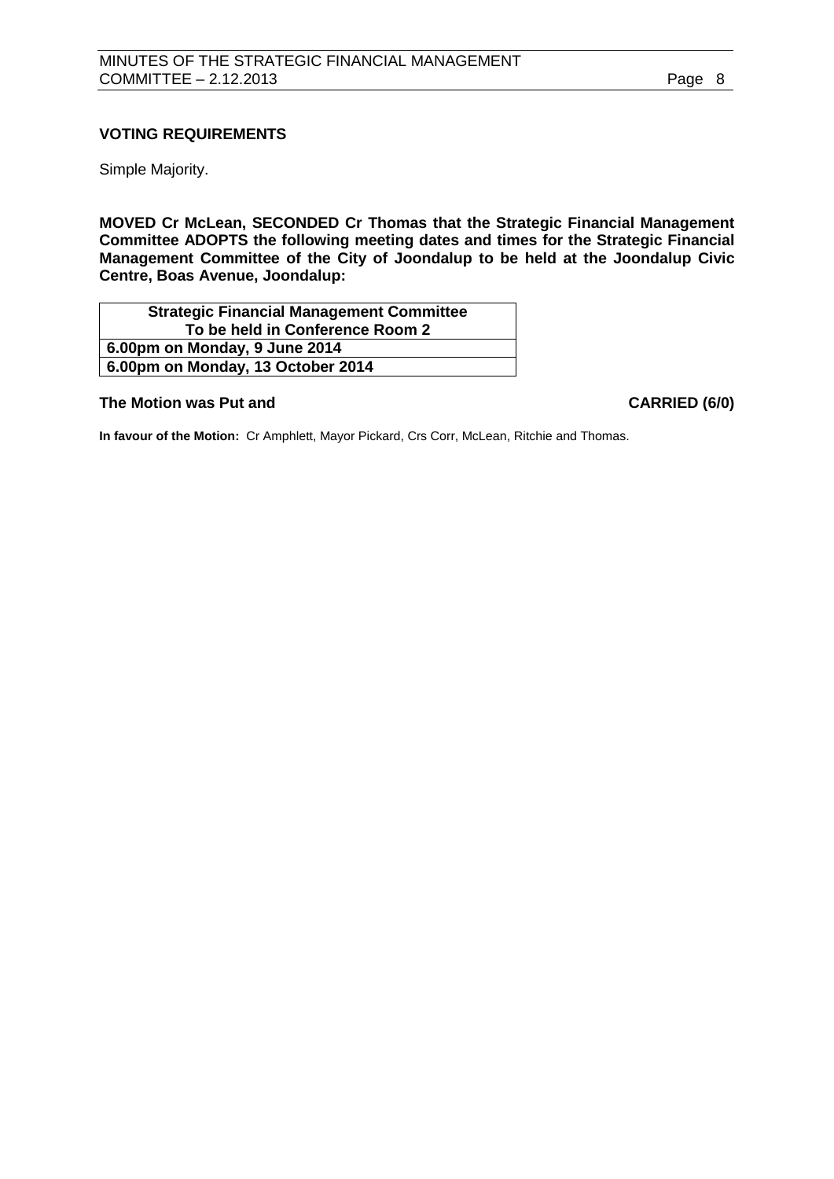**VOTING REQUIREMENTS**

Simple Majority.

**MOVED Cr McLean, SECONDED Cr Thomas that the Strategic Financial Management Committee ADOPTS the following meeting dates and times for the Strategic Financial Management Committee of the City of Joondalup to be held at the Joondalup Civic Centre, Boas Avenue, Joondalup:**

| **Strategic Financial Management Committee To be held in Conference Room 2** |
|---|
| **6.00pm on Monday, 9 June 2014** |
| **6.00pm on Monday, 13 October 2014** |

**The Motion was Put and** **CARRIED (6/0)**

**In favour of the Motion:** Cr Amphlett, Mayor Pickard, Crs Corr, McLean, Ritchie and Thomas.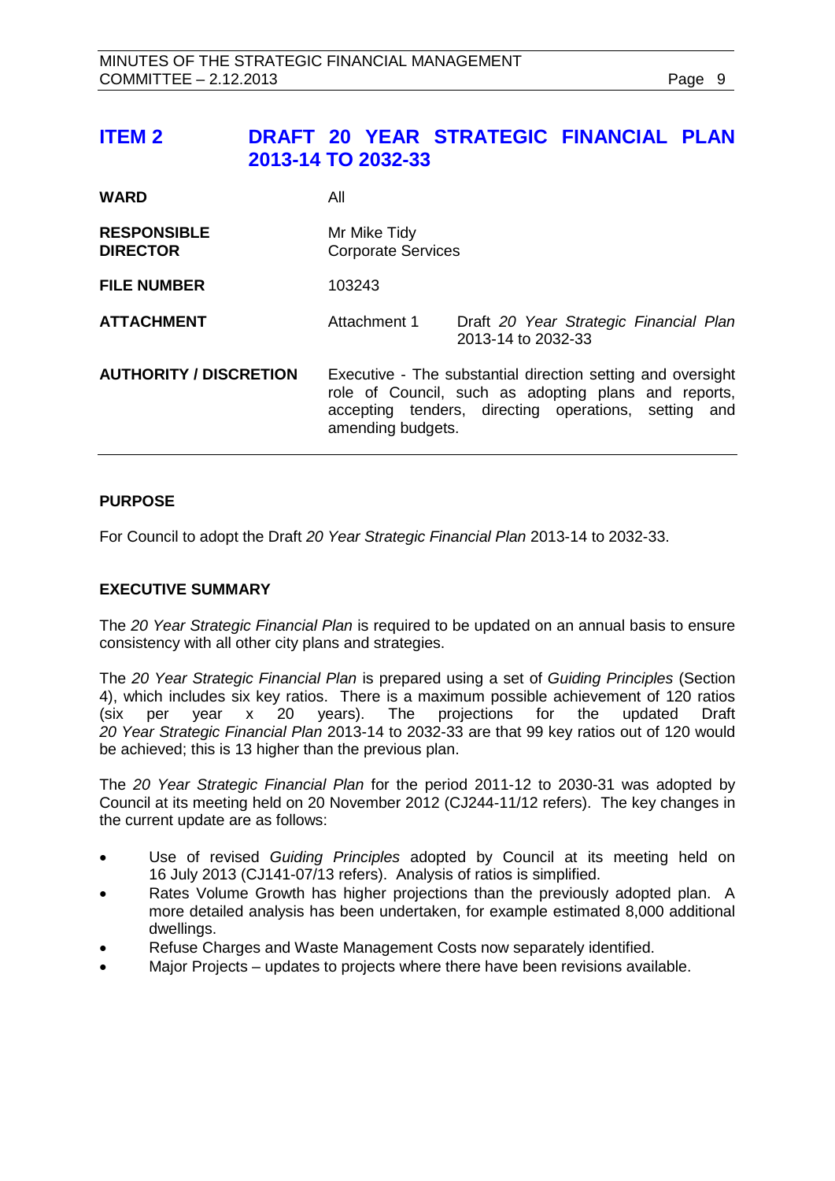## ITEM 2 DRAFT 20 YEAR STRATEGIC FINANCIAL PLAN 2013-14 TO 2032-33

| | | |
|---|---|---|
| **WARD** | All | |
| **RESPONSIBLE DIRECTOR** | Mr Mike Tidy<br>Corporate Services | |
| **FILE NUMBER** | 103243 | |
| **ATTACHMENT** | Attachment 1 | Draft *20 Year Strategic Financial Plan* 2013-14 to 2032-33 |
| **AUTHORITY / DISCRETION** | Executive - The substantial direction setting and oversight role of Council, such as adopting plans and reports, accepting tenders, directing operations, setting and amending budgets. | |

### PURPOSE

For Council to adopt the Draft *20 Year Strategic Financial Plan* 2013-14 to 2032-33.

### EXECUTIVE SUMMARY

The *20 Year Strategic Financial Plan* is required to be updated on an annual basis to ensure consistency with all other city plans and strategies.

The *20 Year Strategic Financial Plan* is prepared using a set of *Guiding Principles* (Section 4), which includes six key ratios. There is a maximum possible achievement of 120 ratios (six per year x 20 years). The projections for the updated Draft *20 Year Strategic Financial Plan* 2013-14 to 2032-33 are that 99 key ratios out of 120 would be achieved; this is 13 higher than the previous plan.

The *20 Year Strategic Financial Plan* for the period 2011-12 to 2030-31 was adopted by Council at its meeting held on 20 November 2012 (CJ244-11/12 refers). The key changes in the current update are as follows:

- Use of revised *Guiding Principles* adopted by Council at its meeting held on 16 July 2013 (CJ141-07/13 refers). Analysis of ratios is simplified.
- Rates Volume Growth has higher projections than the previously adopted plan. A more detailed analysis has been undertaken, for example estimated 8,000 additional dwellings.
- Refuse Charges and Waste Management Costs now separately identified.
- Major Projects – updates to projects where there have been revisions available.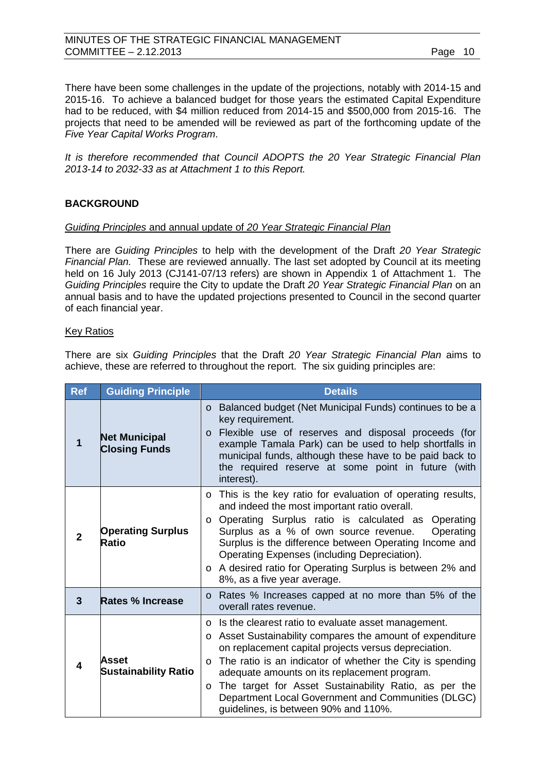There have been some challenges in the update of the projections, notably with 2014-15 and 2015-16. To achieve a balanced budget for those years the estimated Capital Expenditure had to be reduced, with $4 million reduced from 2014-15 and $500,000 from 2015-16. The projects that need to be amended will be reviewed as part of the forthcoming update of the *Five Year Capital Works Program*.

*It is therefore recommended that Council ADOPTS the 20 Year Strategic Financial Plan 2013-14 to 2032-33 as at Attachment 1 to this Report.*

**BACKGROUND**

*Guiding Principles* and annual update of *20 Year Strategic Financial Plan*

There are *Guiding Principles* to help with the development of the Draft *20 Year Strategic Financial Plan.* These are reviewed annually. The last set adopted by Council at its meeting held on 16 July 2013 (CJ141-07/13 refers) are shown in Appendix 1 of Attachment 1. The *Guiding Principles* require the City to update the Draft *20 Year Strategic Financial Plan* on an annual basis and to have the updated projections presented to Council in the second quarter of each financial year.

Key Ratios

There are six *Guiding Principles* that the Draft *20 Year Strategic Financial Plan* aims to achieve, these are referred to throughout the report. The six guiding principles are:

| Ref | Guiding Principle | Details |
|---|---|---|
| 1 | **Net Municipal Closing Funds** | o Balanced budget (Net Municipal Funds) continues to be a key requirement.<br>o Flexible use of reserves and disposal proceeds (for example Tamala Park) can be used to help shortfalls in municipal funds, although these have to be paid back to the required reserve at some point in future (with interest). |
| 2 | **Operating Surplus Ratio** | o This is the key ratio for evaluation of operating results, and indeed the most important ratio overall.<br>o Operating Surplus ratio is calculated as Operating Surplus as a % of own source revenue. Operating Surplus is the difference between Operating Income and Operating Expenses (including Depreciation).<br>o A desired ratio for Operating Surplus is between 2% and 8%, as a five year average. |
| 3 | **Rates % Increase** | o Rates % Increases capped at no more than 5% of the overall rates revenue. |
| 4 | **Asset Sustainability Ratio** | o Is the clearest ratio to evaluate asset management.<br>o Asset Sustainability compares the amount of expenditure on replacement capital projects versus depreciation.<br>o The ratio is an indicator of whether the City is spending adequate amounts on its replacement program.<br>o The target for Asset Sustainability Ratio, as per the Department Local Government and Communities (DLGC) guidelines, is between 90% and 110%. |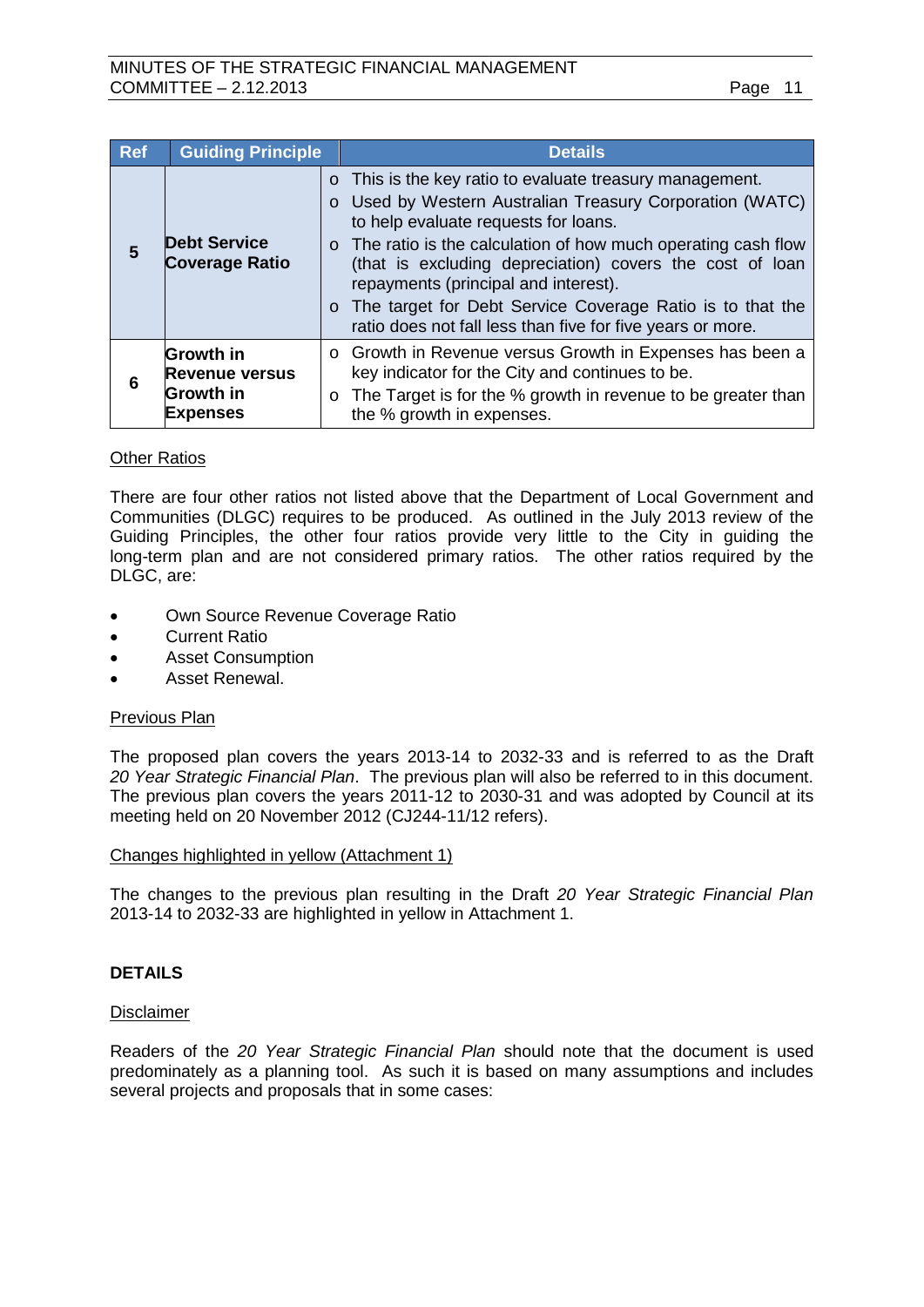| Ref | Guiding Principle | Details |
|---|---|---|
| 5 | **Debt Service Coverage Ratio** | o This is the key ratio to evaluate treasury management.<br>o Used by Western Australian Treasury Corporation (WATC) to help evaluate requests for loans.<br>o The ratio is the calculation of how much operating cash flow (that is excluding depreciation) covers the cost of loan repayments (principal and interest).<br>o The target for Debt Service Coverage Ratio is to that the ratio does not fall less than five for five years or more. |
| 6 | **Growth in Revenue versus Growth in Expenses** | o Growth in Revenue versus Growth in Expenses has been a key indicator for the City and continues to be.<br>o The Target is for the % growth in revenue to be greater than the % growth in expenses. |

Other Ratios

There are four other ratios not listed above that the Department of Local Government and Communities (DLGC) requires to be produced. As outlined in the July 2013 review of the Guiding Principles, the other four ratios provide very little to the City in guiding the long-term plan and are not considered primary ratios. The other ratios required by the DLGC, are:

- Own Source Revenue Coverage Ratio
- Current Ratio
- Asset Consumption
- Asset Renewal.

Previous Plan

The proposed plan covers the years 2013-14 to 2032-33 and is referred to as the Draft *20 Year Strategic Financial Plan*. The previous plan will also be referred to in this document. The previous plan covers the years 2011-12 to 2030-31 and was adopted by Council at its meeting held on 20 November 2012 (CJ244-11/12 refers).

Changes highlighted in yellow (Attachment 1)

The changes to the previous plan resulting in the Draft *20 Year Strategic Financial Plan* 2013-14 to 2032-33 are highlighted in yellow in Attachment 1.

**DETAILS**

Disclaimer

Readers of the *20 Year Strategic Financial Plan* should note that the document is used predominately as a planning tool. As such it is based on many assumptions and includes several projects and proposals that in some cases: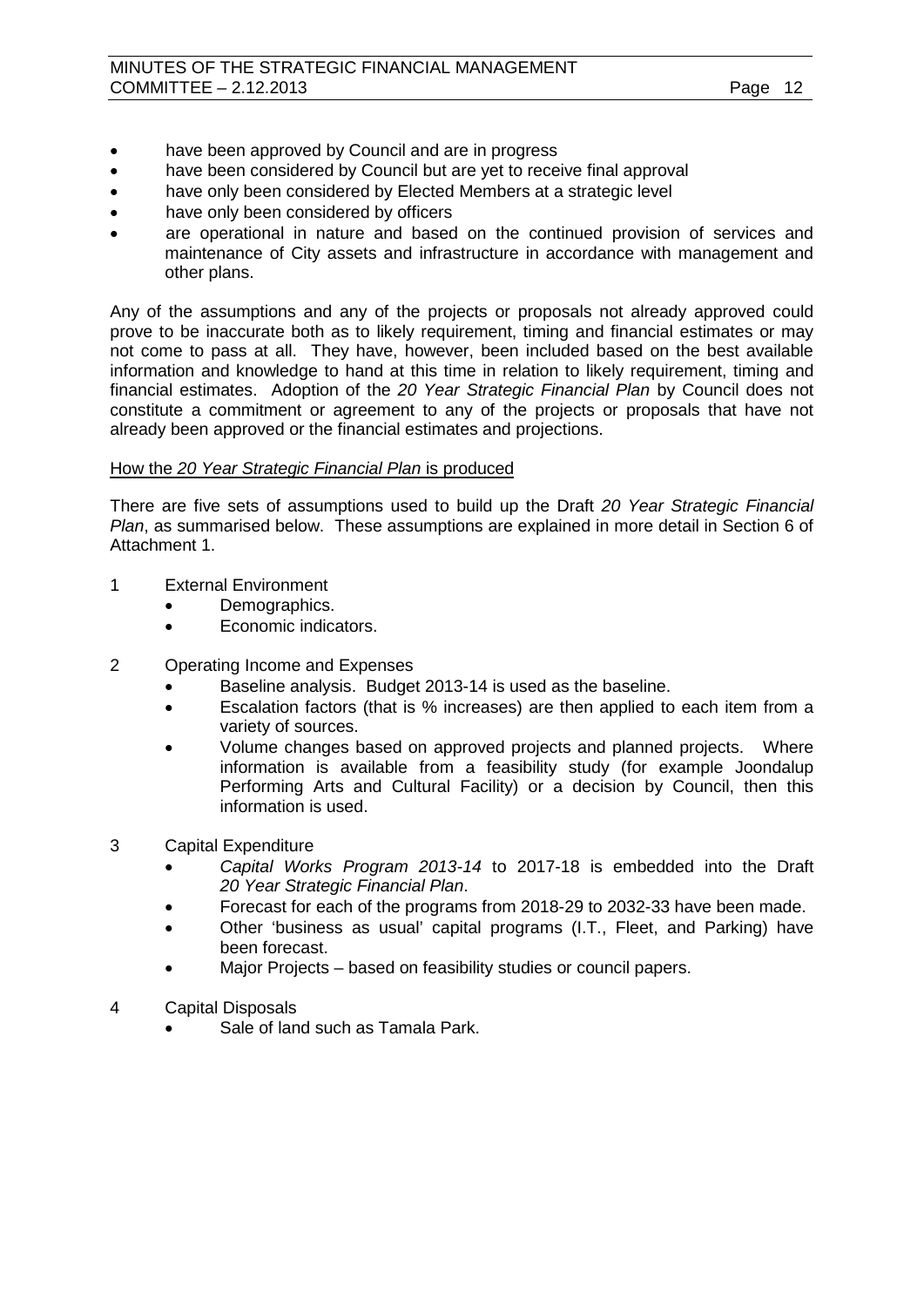- have been approved by Council and are in progress
- have been considered by Council but are yet to receive final approval
- have only been considered by Elected Members at a strategic level
- have only been considered by officers
- are operational in nature and based on the continued provision of services and maintenance of City assets and infrastructure in accordance with management and other plans.

Any of the assumptions and any of the projects or proposals not already approved could prove to be inaccurate both as to likely requirement, timing and financial estimates or may not come to pass at all. They have, however, been included based on the best available information and knowledge to hand at this time in relation to likely requirement, timing and financial estimates. Adoption of the *20 Year Strategic Financial Plan* by Council does not constitute a commitment or agreement to any of the projects or proposals that have not already been approved or the financial estimates and projections.

<u>How the *20 Year Strategic Financial Plan* is produced</u>

There are five sets of assumptions used to build up the Draft *20 Year Strategic Financial Plan*, as summarised below. These assumptions are explained in more detail in Section 6 of Attachment 1.

1 External Environment
   - Demographics.
   - Economic indicators.

2 Operating Income and Expenses
   - Baseline analysis. Budget 2013-14 is used as the baseline.
   - Escalation factors (that is % increases) are then applied to each item from a variety of sources.
   - Volume changes based on approved projects and planned projects. Where information is available from a feasibility study (for example Joondalup Performing Arts and Cultural Facility) or a decision by Council, then this information is used.

3 Capital Expenditure
   - *Capital Works Program 2013-14* to 2017-18 is embedded into the Draft *20 Year Strategic Financial Plan*.
   - Forecast for each of the programs from 2018-29 to 2032-33 have been made.
   - Other 'business as usual' capital programs (I.T., Fleet, and Parking) have been forecast.
   - Major Projects – based on feasibility studies or council papers.

4 Capital Disposals
   - Sale of land such as Tamala Park.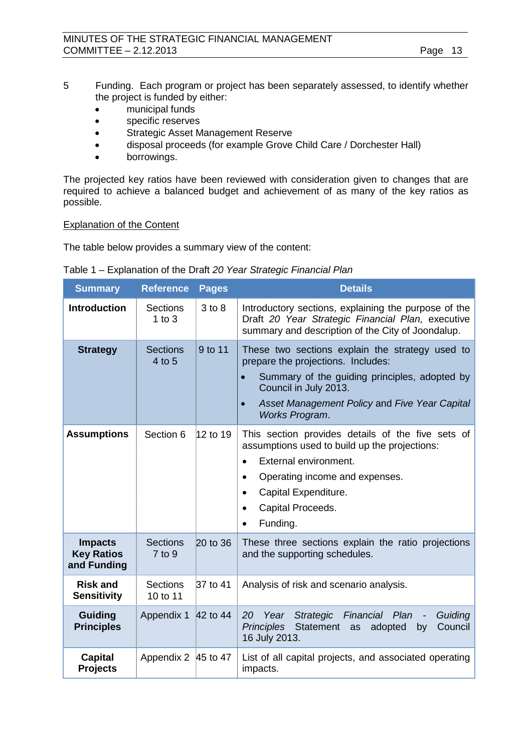5 Funding. Each program or project has been separately assessed, to identify whether the project is funded by either:

- municipal funds
- specific reserves
- Strategic Asset Management Reserve
- disposal proceeds (for example Grove Child Care / Dorchester Hall)
- borrowings.

The projected key ratios have been reviewed with consideration given to changes that are required to achieve a balanced budget and achievement of as many of the key ratios as possible.

<u>Explanation of the Content</u>

The table below provides a summary view of the content:

Table 1 – Explanation of the Draft *20 Year Strategic Financial Plan*

| Summary | Reference | Pages | Details |
|---|---|---|---|
| **Introduction** | Sections 1 to 3 | 3 to 8 | Introductory sections, explaining the purpose of the Draft *20 Year Strategic Financial Plan,* executive summary and description of the City of Joondalup. |
| **Strategy** | Sections 4 to 5 | 9 to 11 | These two sections explain the strategy used to prepare the projections. Includes:<br>• Summary of the guiding principles, adopted by Council in July 2013.<br>• *Asset Management Policy* and *Five Year Capital Works Program*. |
| **Assumptions** | Section 6 | 12 to 19 | This section provides details of the five sets of assumptions used to build up the projections:<br>• External environment.<br>• Operating income and expenses.<br>• Capital Expenditure.<br>• Capital Proceeds.<br>• Funding. |
| **Impacts Key Ratios and Funding** | Sections 7 to 9 | 20 to 36 | These three sections explain the ratio projections and the supporting schedules. |
| **Risk and Sensitivity** | Sections 10 to 11 | 37 to 41 | Analysis of risk and scenario analysis. |
| **Guiding Principles** | Appendix 1 | 42 to 44 | *20 Year Strategic Financial Plan - Guiding Principles* Statement as adopted by Council 16 July 2013. |
| **Capital Projects** | Appendix 2 | 45 to 47 | List of all capital projects, and associated operating impacts. |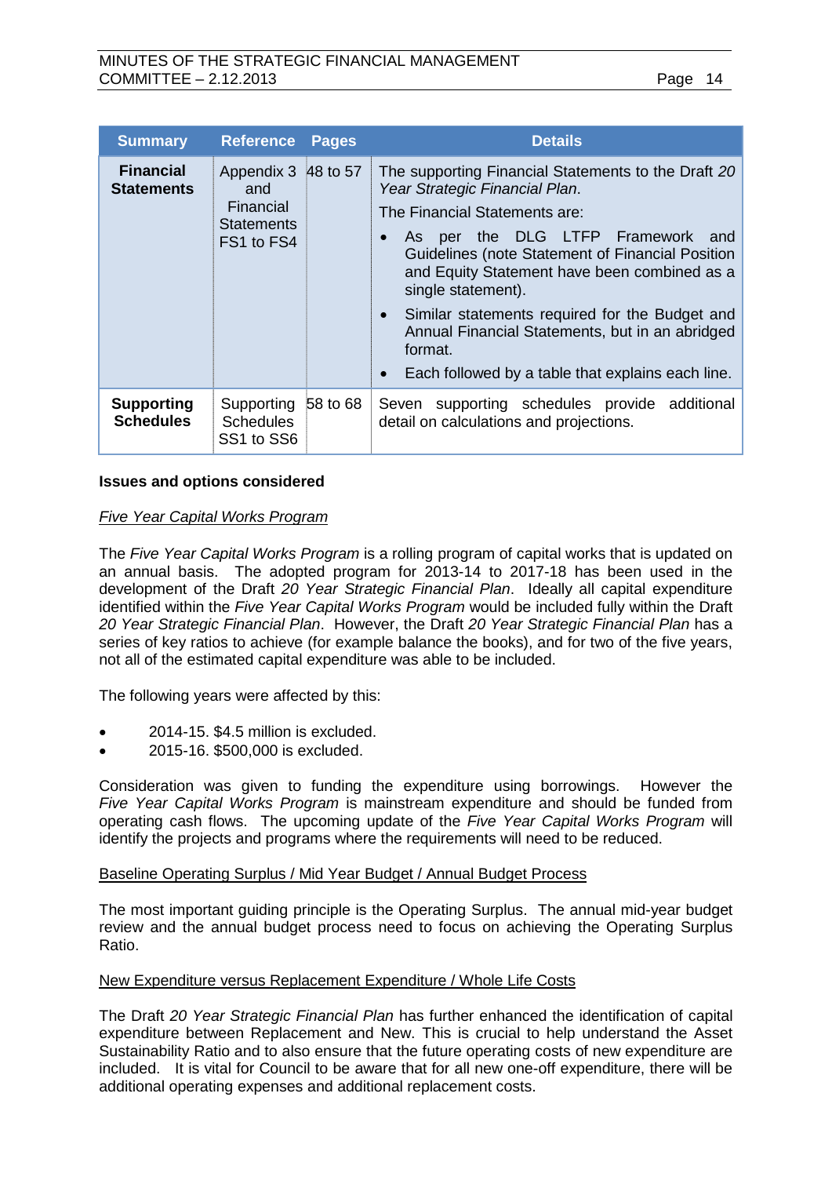| Summary | Reference | Pages | Details |
|---|---|---|---|
| **Financial Statements** | Appendix 3 and Financial Statements FS1 to FS4 | 48 to 57 | The supporting Financial Statements to the Draft *20 Year Strategic Financial Plan*. The Financial Statements are: • As per the DLG LTFP Framework and Guidelines (note Statement of Financial Position and Equity Statement have been combined as a single statement). • Similar statements required for the Budget and Annual Financial Statements, but in an abridged format. • Each followed by a table that explains each line. |
| **Supporting Schedules** | Supporting Schedules SS1 to SS6 | 58 to 68 | Seven supporting schedules provide additional detail on calculations and projections. |

**Issues and options considered**

*Five Year Capital Works Program*

The *Five Year Capital Works Program* is a rolling program of capital works that is updated on an annual basis. The adopted program for 2013-14 to 2017-18 has been used in the development of the Draft *20 Year Strategic Financial Plan*. Ideally all capital expenditure identified within the *Five Year Capital Works Program* would be included fully within the Draft *20 Year Strategic Financial Plan*. However, the Draft *20 Year Strategic Financial Plan* has a series of key ratios to achieve (for example balance the books), and for two of the five years, not all of the estimated capital expenditure was able to be included.

The following years were affected by this:

- 2014-15. $4.5 million is excluded.
- 2015-16. $500,000 is excluded.

Consideration was given to funding the expenditure using borrowings. However the *Five Year Capital Works Program* is mainstream expenditure and should be funded from operating cash flows. The upcoming update of the *Five Year Capital Works Program* will identify the projects and programs where the requirements will need to be reduced.

Baseline Operating Surplus / Mid Year Budget / Annual Budget Process

The most important guiding principle is the Operating Surplus. The annual mid-year budget review and the annual budget process need to focus on achieving the Operating Surplus Ratio.

New Expenditure versus Replacement Expenditure / Whole Life Costs

The Draft *20 Year Strategic Financial Plan* has further enhanced the identification of capital expenditure between Replacement and New. This is crucial to help understand the Asset Sustainability Ratio and to also ensure that the future operating costs of new expenditure are included. It is vital for Council to be aware that for all new one-off expenditure, there will be additional operating expenses and additional replacement costs.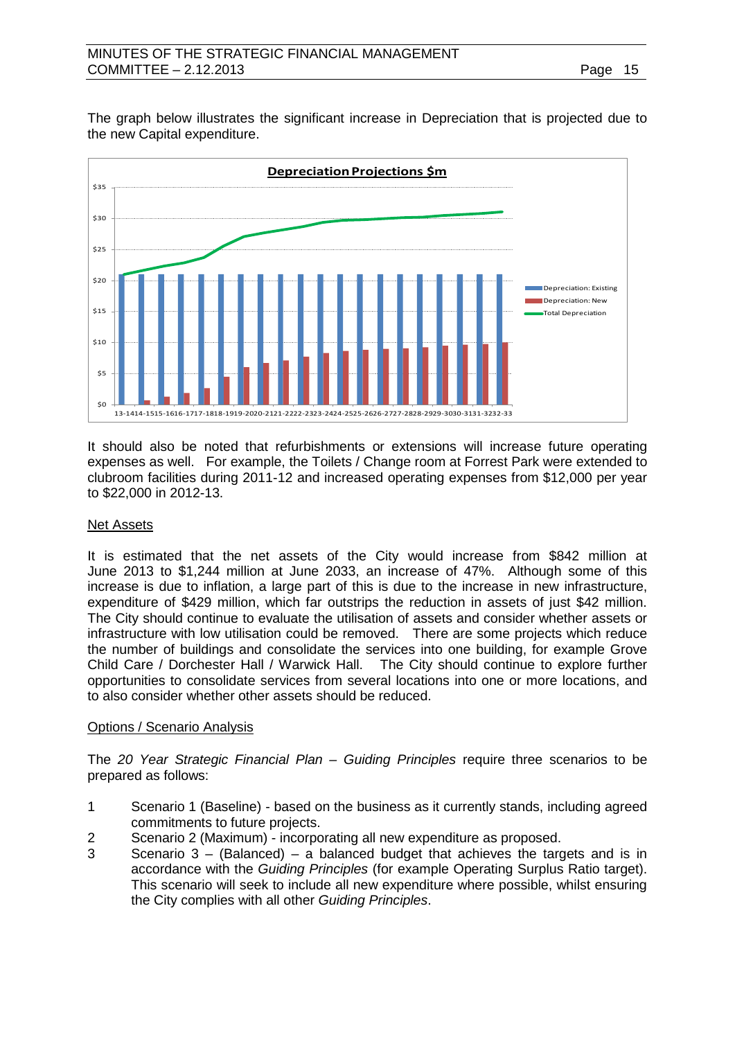The graph below illustrates the significant increase in Depreciation that is projected due to the new Capital expenditure.

**Depreciation Projections $m**

It should also be noted that refurbishments or extensions will increase future operating expenses as well. For example, the Toilets / Change room at Forrest Park were extended to clubroom facilities during 2011-12 and increased operating expenses from $12,000 per year to $22,000 in 2012-13.

Net Assets

It is estimated that the net assets of the City would increase from $842 million at June 2013 to $1,244 million at June 2033, an increase of 47%. Although some of this increase is due to inflation, a large part of this is due to the increase in new infrastructure, expenditure of $429 million, which far outstrips the reduction in assets of just $42 million. The City should continue to evaluate the utilisation of assets and consider whether assets or infrastructure with low utilisation could be removed. There are some projects which reduce the number of buildings and consolidate the services into one building, for example Grove Child Care / Dorchester Hall / Warwick Hall. The City should continue to explore further opportunities to consolidate services from several locations into one or more locations, and to also consider whether other assets should be reduced.

Options / Scenario Analysis

The *20 Year Strategic Financial Plan – Guiding Principles* require three scenarios to be prepared as follows:

1. Scenario 1 (Baseline) - based on the business as it currently stands, including agreed commitments to future projects.
2. Scenario 2 (Maximum) - incorporating all new expenditure as proposed.
3. Scenario 3 – (Balanced) – a balanced budget that achieves the targets and is in accordance with the *Guiding Principles* (for example Operating Surplus Ratio target). This scenario will seek to include all new expenditure where possible, whilst ensuring the City complies with all other *Guiding Principles*.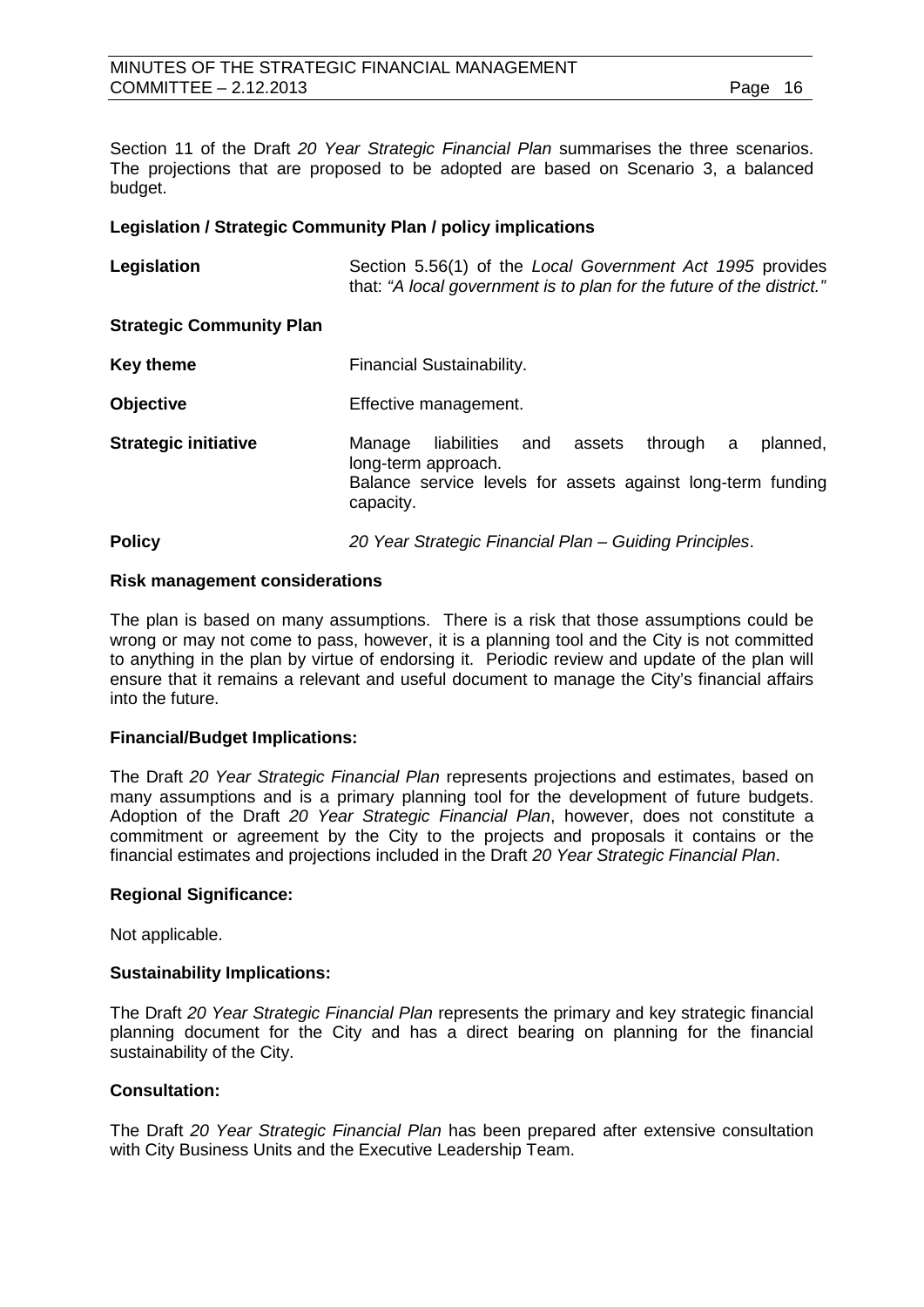Section 11 of the Draft *20 Year Strategic Financial Plan* summarises the three scenarios. The projections that are proposed to be adopted are based on Scenario 3, a balanced budget.

**Legislation / Strategic Community Plan / policy implications**

| | |
|---|---|
| **Legislation** | Section 5.56(1) of the *Local Government Act 1995* provides that: *"A local government is to plan for the future of the district."* |
| **Strategic Community Plan** | |
| **Key theme** | Financial Sustainability. |
| **Objective** | Effective management. |
| **Strategic initiative** | Manage liabilities and assets through a planned, long-term approach. Balance service levels for assets against long-term funding capacity. |
| **Policy** | *20 Year Strategic Financial Plan – Guiding Principles*. |

**Risk management considerations**

The plan is based on many assumptions. There is a risk that those assumptions could be wrong or may not come to pass, however, it is a planning tool and the City is not committed to anything in the plan by virtue of endorsing it. Periodic review and update of the plan will ensure that it remains a relevant and useful document to manage the City's financial affairs into the future.

**Financial/Budget Implications:**

The Draft *20 Year Strategic Financial Plan* represents projections and estimates, based on many assumptions and is a primary planning tool for the development of future budgets. Adoption of the Draft *20 Year Strategic Financial Plan*, however, does not constitute a commitment or agreement by the City to the projects and proposals it contains or the financial estimates and projections included in the Draft *20 Year Strategic Financial Plan*.

**Regional Significance:**

Not applicable.

**Sustainability Implications:**

The Draft *20 Year Strategic Financial Plan* represents the primary and key strategic financial planning document for the City and has a direct bearing on planning for the financial sustainability of the City.

**Consultation:**

The Draft *20 Year Strategic Financial Plan* has been prepared after extensive consultation with City Business Units and the Executive Leadership Team.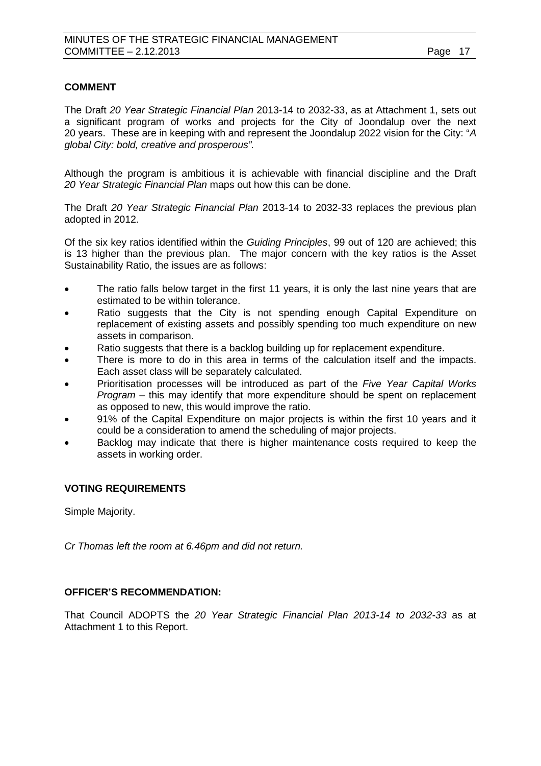**COMMENT**

The Draft *20 Year Strategic Financial Plan* 2013-14 to 2032-33, as at Attachment 1, sets out a significant program of works and projects for the City of Joondalup over the next 20 years. These are in keeping with and represent the Joondalup 2022 vision for the City: "*A global City: bold, creative and prosperous".*

Although the program is ambitious it is achievable with financial discipline and the Draft *20 Year Strategic Financial Plan* maps out how this can be done.

The Draft *20 Year Strategic Financial Plan* 2013-14 to 2032-33 replaces the previous plan adopted in 2012.

Of the six key ratios identified within the *Guiding Principles*, 99 out of 120 are achieved; this is 13 higher than the previous plan. The major concern with the key ratios is the Asset Sustainability Ratio, the issues are as follows:

- The ratio falls below target in the first 11 years, it is only the last nine years that are estimated to be within tolerance.
- Ratio suggests that the City is not spending enough Capital Expenditure on replacement of existing assets and possibly spending too much expenditure on new assets in comparison.
- Ratio suggests that there is a backlog building up for replacement expenditure.
- There is more to do in this area in terms of the calculation itself and the impacts. Each asset class will be separately calculated.
- Prioritisation processes will be introduced as part of the *Five Year Capital Works Program* – this may identify that more expenditure should be spent on replacement as opposed to new, this would improve the ratio.
- 91% of the Capital Expenditure on major projects is within the first 10 years and it could be a consideration to amend the scheduling of major projects.
- Backlog may indicate that there is higher maintenance costs required to keep the assets in working order.

**VOTING REQUIREMENTS**

Simple Majority.

*Cr Thomas left the room at 6.46pm and did not return.*

**OFFICER'S RECOMMENDATION:**

That Council ADOPTS the *20 Year Strategic Financial Plan 2013-14 to 2032-33* as at Attachment 1 to this Report.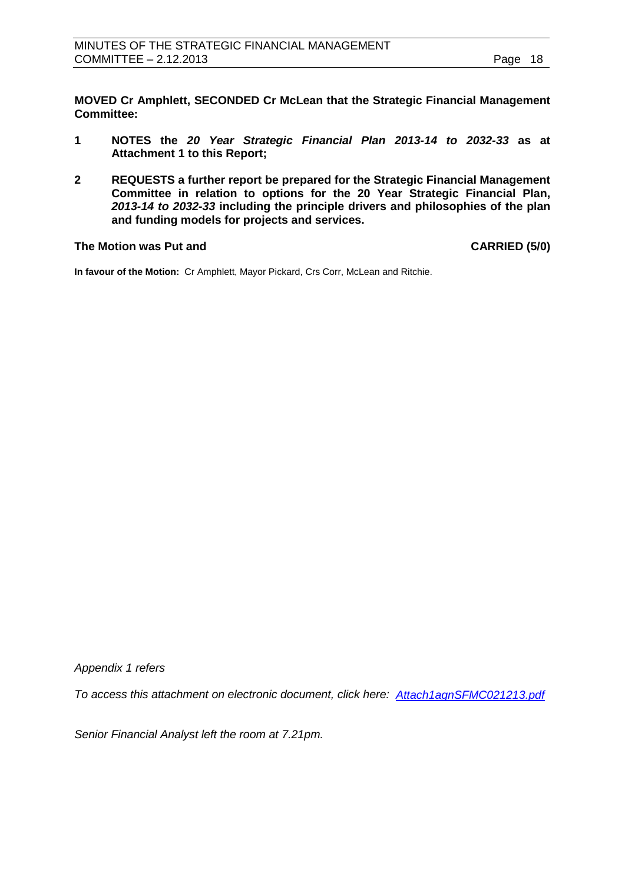**MOVED Cr Amphlett, SECONDED Cr McLean that the Strategic Financial Management Committee:**

1. **NOTES the *20 Year Strategic Financial Plan 2013-14 to 2032-33* as at Attachment 1 to this Report;**

2. **REQUESTS a further report be prepared for the Strategic Financial Management Committee in relation to options for the 20 Year Strategic Financial Plan, *2013-14 to 2032-33* including the principle drivers and philosophies of the plan and funding models for projects and services.**

**The Motion was Put and CARRIED (5/0)**

**In favour of the Motion:** Cr Amphlett, Mayor Pickard, Crs Corr, McLean and Ritchie.

*Appendix 1 refers*

*To access this attachment on electronic document, click here: Attach1agnSFMC021213.pdf*

*Senior Financial Analyst left the room at 7.21pm.*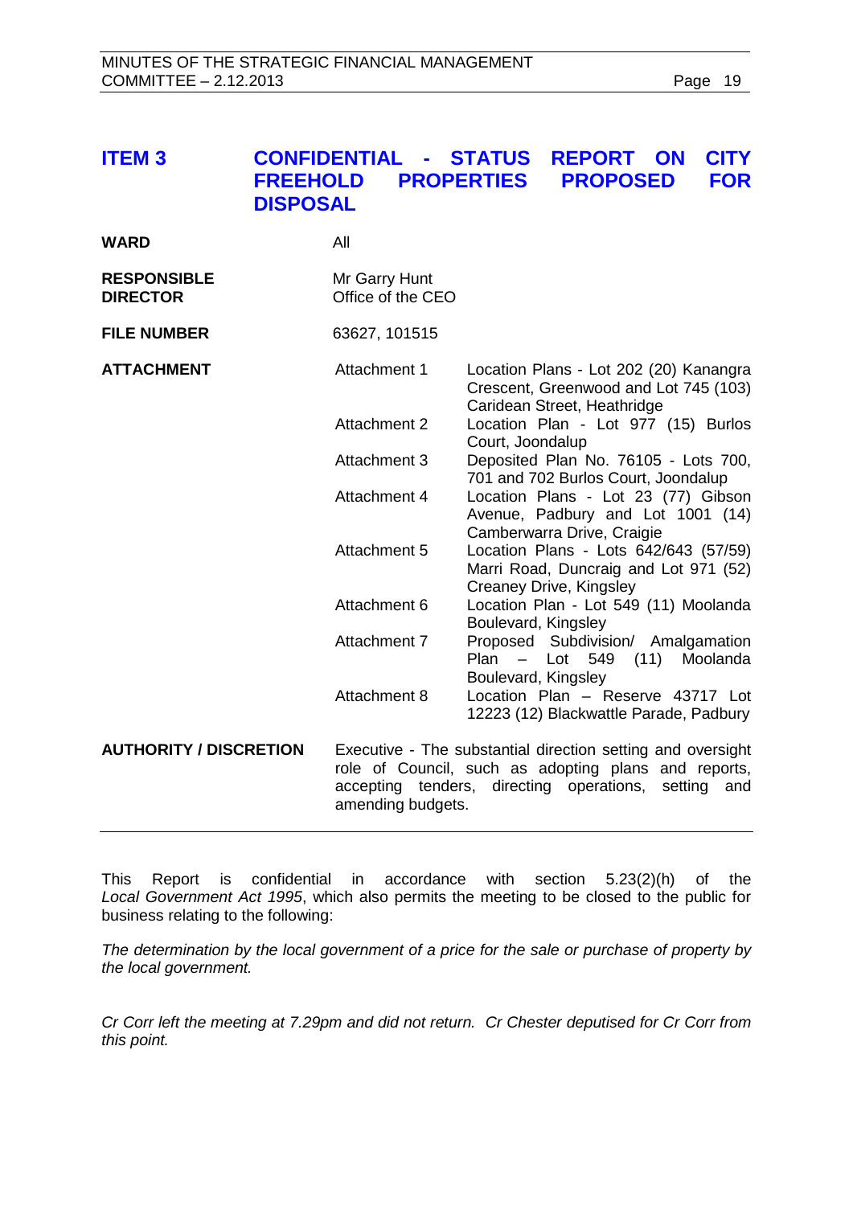## ITEM 3 CONFIDENTIAL - STATUS REPORT ON CITY FREEHOLD PROPERTIES PROPOSED FOR DISPOSAL

| | | |
|---|---|---|
| **WARD** | All | |
| **RESPONSIBLE DIRECTOR** | Mr Garry Hunt<br>Office of the CEO | |
| **FILE NUMBER** | 63627, 101515 | |
| **ATTACHMENT** | Attachment 1 | Location Plans - Lot 202 (20) Kanangra Crescent, Greenwood and Lot 745 (103) Caridean Street, Heathridge |
| | Attachment 2 | Location Plan - Lot 977 (15) Burlos Court, Joondalup |
| | Attachment 3 | Deposited Plan No. 76105 - Lots 700, 701 and 702 Burlos Court, Joondalup |
| | Attachment 4 | Location Plans - Lot 23 (77) Gibson Avenue, Padbury and Lot 1001 (14) Camberwarra Drive, Craigie |
| | Attachment 5 | Location Plans - Lots 642/643 (57/59) Marri Road, Duncraig and Lot 971 (52) Creaney Drive, Kingsley |
| | Attachment 6 | Location Plan - Lot 549 (11) Moolanda Boulevard, Kingsley |
| | Attachment 7 | Proposed Subdivision/ Amalgamation Plan – Lot 549 (11) Moolanda Boulevard, Kingsley |
| | Attachment 8 | Location Plan – Reserve 43717 Lot 12223 (12) Blackwattle Parade, Padbury |
| **AUTHORITY / DISCRETION** | Executive - The substantial direction setting and oversight role of Council, such as adopting plans and reports, accepting tenders, directing operations, setting and amending budgets. | |

This Report is confidential in accordance with section 5.23(2)(h) of the *Local Government Act 1995*, which also permits the meeting to be closed to the public for business relating to the following:

*The determination by the local government of a price for the sale or purchase of property by the local government.*

*Cr Corr left the meeting at 7.29pm and did not return. Cr Chester deputised for Cr Corr from this point.*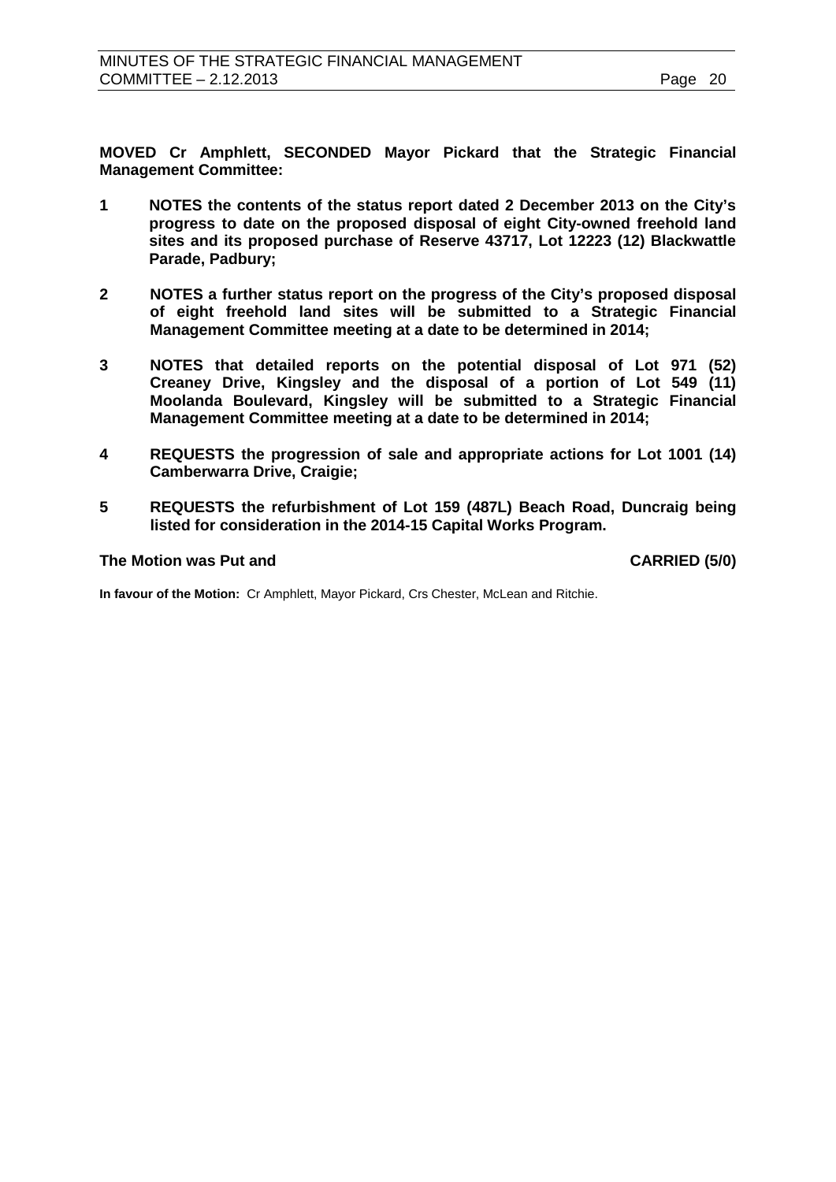**MOVED Cr Amphlett, SECONDED Mayor Pickard that the Strategic Financial Management Committee:**

1. **NOTES the contents of the status report dated 2 December 2013 on the City's progress to date on the proposed disposal of eight City-owned freehold land sites and its proposed purchase of Reserve 43717, Lot 12223 (12) Blackwattle Parade, Padbury;**

2. **NOTES a further status report on the progress of the City's proposed disposal of eight freehold land sites will be submitted to a Strategic Financial Management Committee meeting at a date to be determined in 2014;**

3. **NOTES that detailed reports on the potential disposal of Lot 971 (52) Creaney Drive, Kingsley and the disposal of a portion of Lot 549 (11) Moolanda Boulevard, Kingsley will be submitted to a Strategic Financial Management Committee meeting at a date to be determined in 2014;**

4. **REQUESTS the progression of sale and appropriate actions for Lot 1001 (14) Camberwarra Drive, Craigie;**

5. **REQUESTS the refurbishment of Lot 159 (487L) Beach Road, Duncraig being listed for consideration in the 2014-15 Capital Works Program.**

**The Motion was Put and CARRIED (5/0)**

**In favour of the Motion:** Cr Amphlett, Mayor Pickard, Crs Chester, McLean and Ritchie.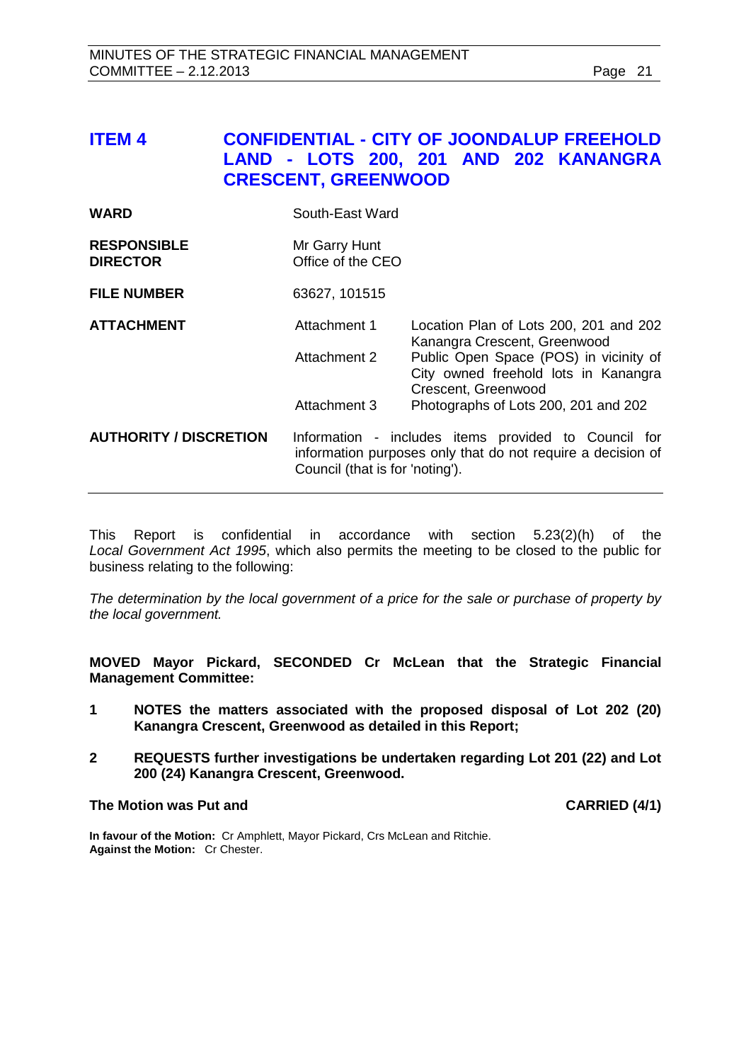## ITEM 4 CONFIDENTIAL - CITY OF JOONDALUP FREEHOLD LAND - LOTS 200, 201 AND 202 KANANGRA CRESCENT, GREENWOOD

| | | |
|---|---|---|
| **WARD** | South-East Ward | |
| **RESPONSIBLE DIRECTOR** | Mr Garry Hunt<br>Office of the CEO | |
| **FILE NUMBER** | 63627, 101515 | |
| **ATTACHMENT** | Attachment 1 | Location Plan of Lots 200, 201 and 202 Kanangra Crescent, Greenwood |
| | Attachment 2 | Public Open Space (POS) in vicinity of City owned freehold lots in Kanangra Crescent, Greenwood |
| | Attachment 3 | Photographs of Lots 200, 201 and 202 |
| **AUTHORITY / DISCRETION** | Information - includes items provided to Council for information purposes only that do not require a decision of Council (that is for 'noting'). | |

This Report is confidential in accordance with section 5.23(2)(h) of the *Local Government Act 1995*, which also permits the meeting to be closed to the public for business relating to the following:

*The determination by the local government of a price for the sale or purchase of property by the local government.*

**MOVED Mayor Pickard, SECONDED Cr McLean that the Strategic Financial Management Committee:**

**1 NOTES the matters associated with the proposed disposal of Lot 202 (20) Kanangra Crescent, Greenwood as detailed in this Report;**

**2 REQUESTS further investigations be undertaken regarding Lot 201 (22) and Lot 200 (24) Kanangra Crescent, Greenwood.**

**The Motion was Put and CARRIED (4/1)**

**In favour of the Motion:** Cr Amphlett, Mayor Pickard, Crs McLean and Ritchie.
**Against the Motion:** Cr Chester.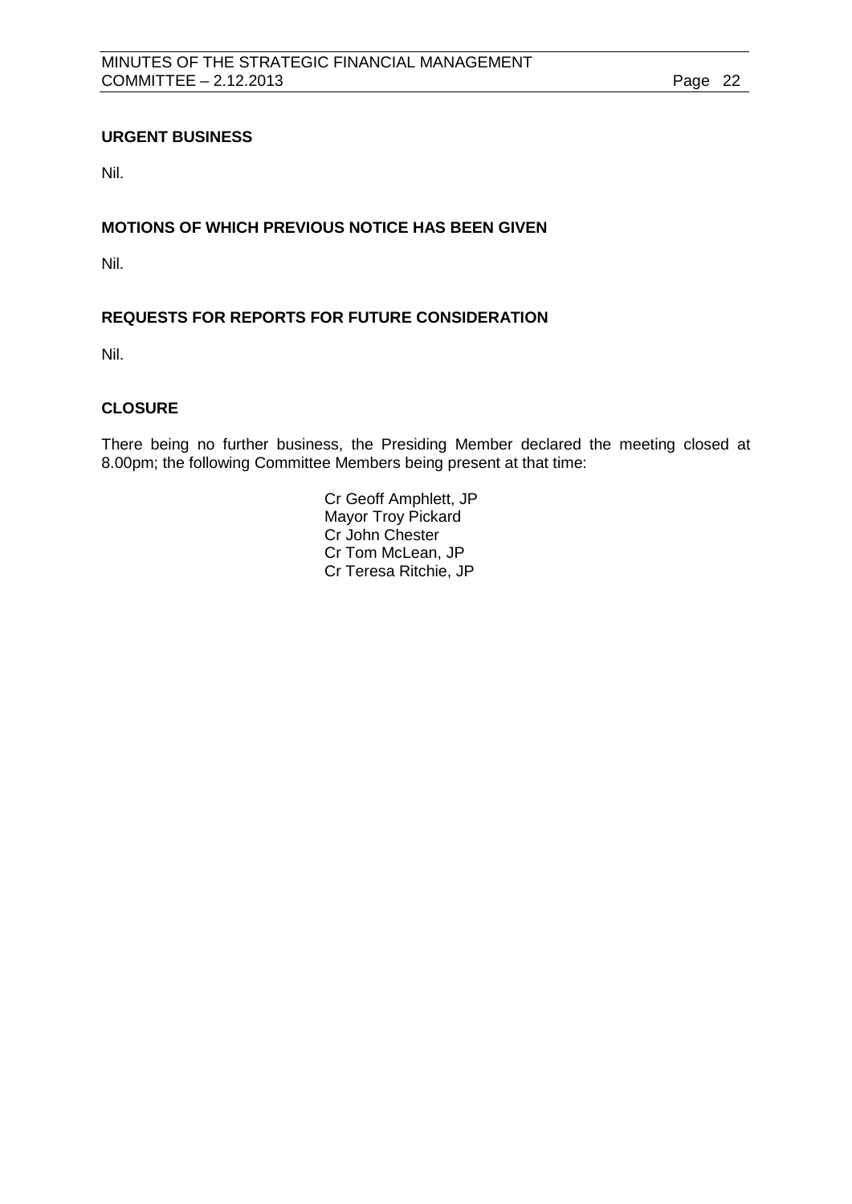**URGENT BUSINESS**

Nil.

**MOTIONS OF WHICH PREVIOUS NOTICE HAS BEEN GIVEN**

Nil.

**REQUESTS FOR REPORTS FOR FUTURE CONSIDERATION**

Nil.

**CLOSURE**

There being no further business, the Presiding Member declared the meeting closed at 8.00pm; the following Committee Members being present at that time:

Cr Geoff Amphlett, JP  
Mayor Troy Pickard  
Cr John Chester  
Cr Tom McLean, JP  
Cr Teresa Ritchie, JP